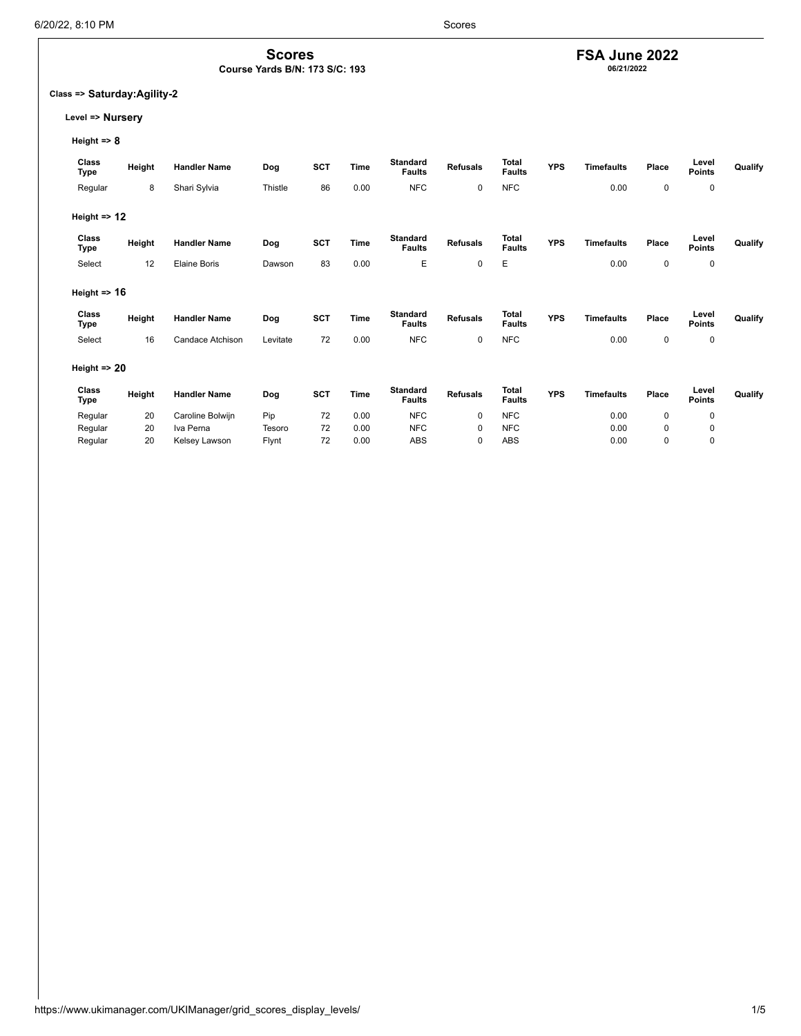# Scores

**Course Yards B/N: 173 S/C: 193**

## FSA June 2022

**06/21/2022**

**Class => Saturday:Agility-2**

**Level => Nursery**

**Height => 8**

| Class Type | Height | Handler Name | Dog | SCT | Time | Standard Faults | Refusals | Total Faults | YPS | Timefaults | Place | Level Points | Qualify |
|---|---|---|---|---|---|---|---|---|---|---|---|---|---|
| Regular | 8 | Shari Sylvia | Thistle | 86 | 0.00 | NFC | 0 | NFC | | 0.00 | 0 | 0 | |

**Height => 12**

| Class Type | Height | Handler Name | Dog | SCT | Time | Standard Faults | Refusals | Total Faults | YPS | Timefaults | Place | Level Points | Qualify |
|---|---|---|---|---|---|---|---|---|---|---|---|---|---|
| Select | 12 | Elaine Boris | Dawson | 83 | 0.00 | E | 0 | E | | 0.00 | 0 | 0 | |

**Height => 16**

| Class Type | Height | Handler Name | Dog | SCT | Time | Standard Faults | Refusals | Total Faults | YPS | Timefaults | Place | Level Points | Qualify |
|---|---|---|---|---|---|---|---|---|---|---|---|---|---|
| Select | 16 | Candace Atchison | Levitate | 72 | 0.00 | NFC | 0 | NFC | | 0.00 | 0 | 0 | |

**Height => 20**

| Class Type | Height | Handler Name | Dog | SCT | Time | Standard Faults | Refusals | Total Faults | YPS | Timefaults | Place | Level Points | Qualify |
|---|---|---|---|---|---|---|---|---|---|---|---|---|---|
| Regular | 20 | Caroline Bolwijn | Pip | 72 | 0.00 | NFC | 0 | NFC | | 0.00 | 0 | 0 | |
| Regular | 20 | Iva Perna | Tesoro | 72 | 0.00 | NFC | 0 | NFC | | 0.00 | 0 | 0 | |
| Regular | 20 | Kelsey Lawson | Flynt | 72 | 0.00 | ABS | 0 | ABS | | 0.00 | 0 | 0 | |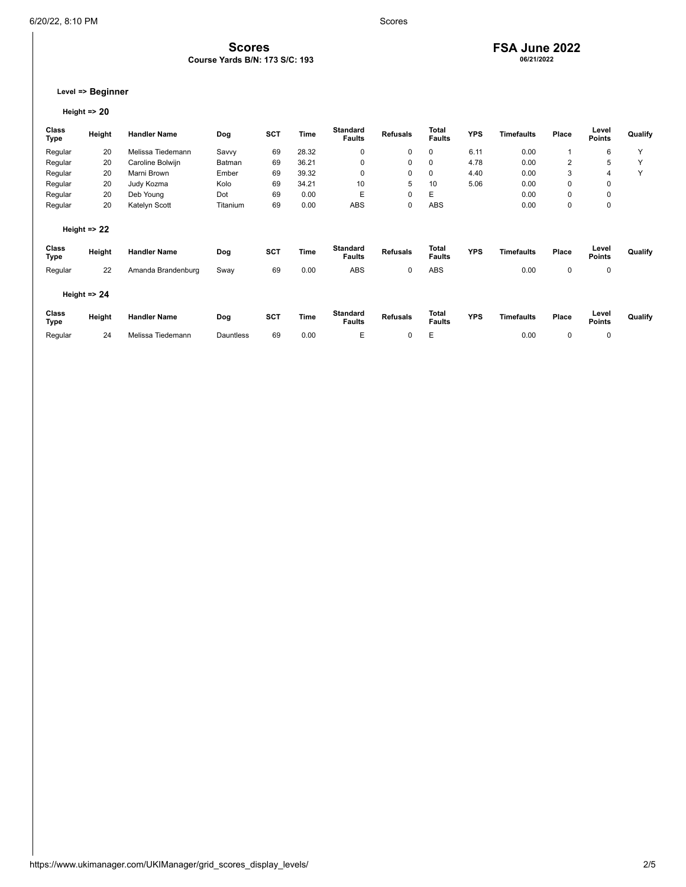# Scores

**Course Yards B/N: 173 S/C: 193**

## FSA June 2022

**06/21/2022**

**Level => Beginner**

**Height => 20**

| Class Type | Height | Handler Name | Dog | SCT | Time | Standard Faults | Refusals | Total Faults | YPS | Timefaults | Place | Level Points | Qualify |
|---|---|---|---|---|---|---|---|---|---|---|---|---|---|
| Regular | 20 | Melissa Tiedemann | Savvy | 69 | 28.32 | 0 | 0 | 0 | 6.11 | 0.00 | 1 | 6 | Y |
| Regular | 20 | Caroline Bolwijn | Batman | 69 | 36.21 | 0 | 0 | 0 | 4.78 | 0.00 | 2 | 5 | Y |
| Regular | 20 | Marni Brown | Ember | 69 | 39.32 | 0 | 0 | 0 | 4.40 | 0.00 | 3 | 4 | Y |
| Regular | 20 | Judy Kozma | Kolo | 69 | 34.21 | 10 | 5 | 10 | 5.06 | 0.00 | 0 | 0 | |
| Regular | 20 | Deb Young | Dot | 69 | 0.00 | E | 0 | E | | 0.00 | 0 | 0 | |
| Regular | 20 | Katelyn Scott | Titanium | 69 | 0.00 | ABS | 0 | ABS | | 0.00 | 0 | 0 | |

**Height => 22**

| Class Type | Height | Handler Name | Dog | SCT | Time | Standard Faults | Refusals | Total Faults | YPS | Timefaults | Place | Level Points | Qualify |
|---|---|---|---|---|---|---|---|---|---|---|---|---|---|
| Regular | 22 | Amanda Brandenburg | Sway | 69 | 0.00 | ABS | 0 | ABS | | 0.00 | 0 | 0 | |

**Height => 24**

| Class Type | Height | Handler Name | Dog | SCT | Time | Standard Faults | Refusals | Total Faults | YPS | Timefaults | Place | Level Points | Qualify |
|---|---|---|---|---|---|---|---|---|---|---|---|---|---|
| Regular | 24 | Melissa Tiedemann | Dauntless | 69 | 0.00 | E | 0 | E | | 0.00 | 0 | 0 | |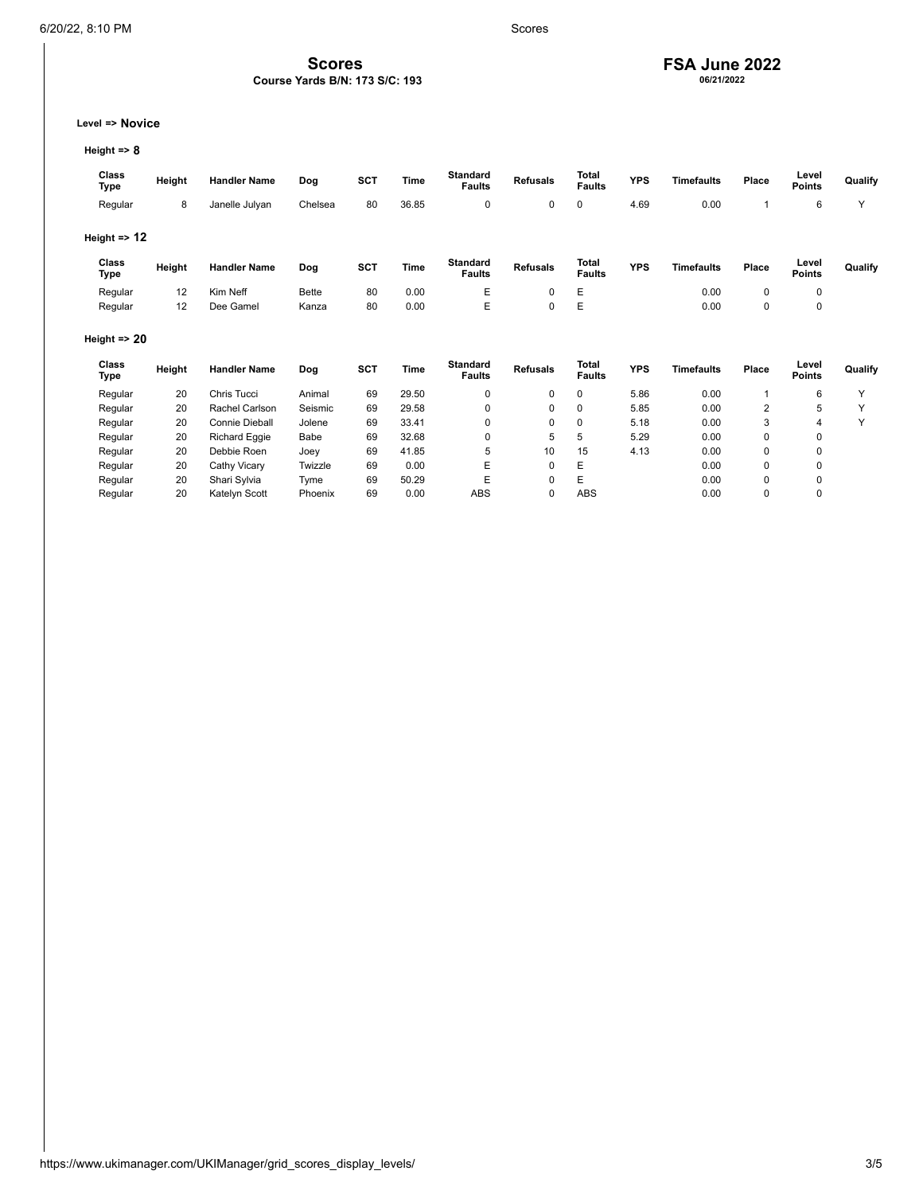# Scores

**Course Yards B/N: 173 S/C: 193**

## FSA June 2022

**06/21/2022**

Level => **Novice**

Height => **8**

| Class Type | Height | Handler Name | Dog | SCT | Time | Standard Faults | Refusals | Total Faults | YPS | Timefaults | Place | Level Points | Qualify |
|---|---|---|---|---|---|---|---|---|---|---|---|---|---|
| Regular | 8 | Janelle Julyan | Chelsea | 80 | 36.85 | 0 | 0 | 0 | 4.69 | 0.00 | 1 | 6 | Y |

Height => **12**

| Class Type | Height | Handler Name | Dog | SCT | Time | Standard Faults | Refusals | Total Faults | YPS | Timefaults | Place | Level Points | Qualify |
|---|---|---|---|---|---|---|---|---|---|---|---|---|---|
| Regular | 12 | Kim Neff | Bette | 80 | 0.00 | E | 0 | E | | 0.00 | 0 | 0 | |
| Regular | 12 | Dee Gamel | Kanza | 80 | 0.00 | E | 0 | E | | 0.00 | 0 | 0 | |

Height => **20**

| Class Type | Height | Handler Name | Dog | SCT | Time | Standard Faults | Refusals | Total Faults | YPS | Timefaults | Place | Level Points | Qualify |
|---|---|---|---|---|---|---|---|---|---|---|---|---|---|
| Regular | 20 | Chris Tucci | Animal | 69 | 29.50 | 0 | 0 | 0 | 5.86 | 0.00 | 1 | 6 | Y |
| Regular | 20 | Rachel Carlson | Seismic | 69 | 29.58 | 0 | 0 | 0 | 5.85 | 0.00 | 2 | 5 | Y |
| Regular | 20 | Connie Dieball | Jolene | 69 | 33.41 | 0 | 0 | 0 | 5.18 | 0.00 | 3 | 4 | Y |
| Regular | 20 | Richard Eggie | Babe | 69 | 32.68 | 0 | 5 | 5 | 5.29 | 0.00 | 0 | 0 | |
| Regular | 20 | Debbie Roen | Joey | 69 | 41.85 | 5 | 10 | 15 | 4.13 | 0.00 | 0 | 0 | |
| Regular | 20 | Cathy Vicary | Twizzle | 69 | 0.00 | E | 0 | E | | 0.00 | 0 | 0 | |
| Regular | 20 | Shari Sylvia | Tyme | 69 | 50.29 | E | 0 | E | | 0.00 | 0 | 0 | |
| Regular | 20 | Katelyn Scott | Phoenix | 69 | 0.00 | ABS | 0 | ABS | | 0.00 | 0 | 0 | |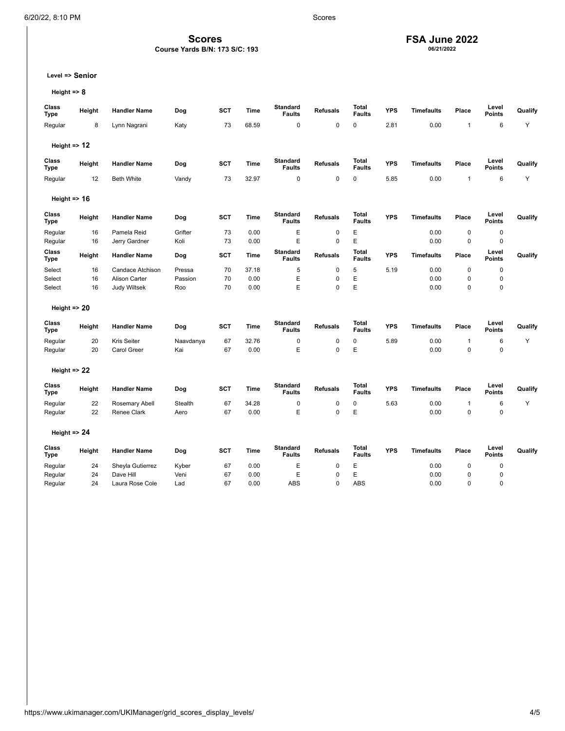# Scores

**Course Yards B/N: 173 S/C: 193**

## FSA June 2022

**06/21/2022**

**Level => Senior**

**Height => 8**

| Class Type | Height | Handler Name | Dog | SCT | Time | Standard Faults | Refusals | Total Faults | YPS | Timefaults | Place | Level Points | Qualify |
|---|---|---|---|---|---|---|---|---|---|---|---|---|---|
| Regular | 8 | Lynn Nagrani | Katy | 73 | 68.59 | 0 | 0 | 0 | 2.81 | 0.00 | 1 | 6 | Y |

**Height => 12**

| Class Type | Height | Handler Name | Dog | SCT | Time | Standard Faults | Refusals | Total Faults | YPS | Timefaults | Place | Level Points | Qualify |
|---|---|---|---|---|---|---|---|---|---|---|---|---|---|
| Regular | 12 | Beth White | Vandy | 73 | 32.97 | 0 | 0 | 0 | 5.85 | 0.00 | 1 | 6 | Y |

**Height => 16**

| Class Type | Height | Handler Name | Dog | SCT | Time | Standard Faults | Refusals | Total Faults | YPS | Timefaults | Place | Level Points | Qualify |
|---|---|---|---|---|---|---|---|---|---|---|---|---|---|
| Regular | 16 | Pamela Reid | Grifter | 73 | 0.00 | E | 0 | E | | 0.00 | 0 | 0 | |
| Regular | 16 | Jerry Gardner | Koli | 73 | 0.00 | E | 0 | E | | 0.00 | 0 | 0 | |

| Class Type | Height | Handler Name | Dog | SCT | Time | Standard Faults | Refusals | Total Faults | YPS | Timefaults | Place | Level Points | Qualify |
|---|---|---|---|---|---|---|---|---|---|---|---|---|---|
| Select | 16 | Candace Atchison | Pressa | 70 | 37.18 | 5 | 0 | 5 | 5.19 | 0.00 | 0 | 0 | |
| Select | 16 | Alison Carter | Passion | 70 | 0.00 | E | 0 | E | | 0.00 | 0 | 0 | |
| Select | 16 | Judy Wiltsek | Roo | 70 | 0.00 | E | 0 | E | | 0.00 | 0 | 0 | |

**Height => 20**

| Class Type | Height | Handler Name | Dog | SCT | Time | Standard Faults | Refusals | Total Faults | YPS | Timefaults | Place | Level Points | Qualify |
|---|---|---|---|---|---|---|---|---|---|---|---|---|---|
| Regular | 20 | Kris Seiter | Naavdanya | 67 | 32.76 | 0 | 0 | 0 | 5.89 | 0.00 | 1 | 6 | Y |
| Regular | 20 | Carol Greer | Kai | 67 | 0.00 | E | 0 | E | | 0.00 | 0 | 0 | |

**Height => 22**

| Class Type | Height | Handler Name | Dog | SCT | Time | Standard Faults | Refusals | Total Faults | YPS | Timefaults | Place | Level Points | Qualify |
|---|---|---|---|---|---|---|---|---|---|---|---|---|---|
| Regular | 22 | Rosemary Abell | Stealth | 67 | 34.28 | 0 | 0 | 0 | 5.63 | 0.00 | 1 | 6 | Y |
| Regular | 22 | Renee Clark | Aero | 67 | 0.00 | E | 0 | E | | 0.00 | 0 | 0 | |

**Height => 24**

| Class Type | Height | Handler Name | Dog | SCT | Time | Standard Faults | Refusals | Total Faults | YPS | Timefaults | Place | Level Points | Qualify |
|---|---|---|---|---|---|---|---|---|---|---|---|---|---|
| Regular | 24 | Sheyla Gutierrez | Kyber | 67 | 0.00 | E | 0 | E | | 0.00 | 0 | 0 | |
| Regular | 24 | Dave Hill | Veni | 67 | 0.00 | E | 0 | E | | 0.00 | 0 | 0 | |
| Regular | 24 | Laura Rose Cole | Lad | 67 | 0.00 | ABS | 0 | ABS | | 0.00 | 0 | 0 | |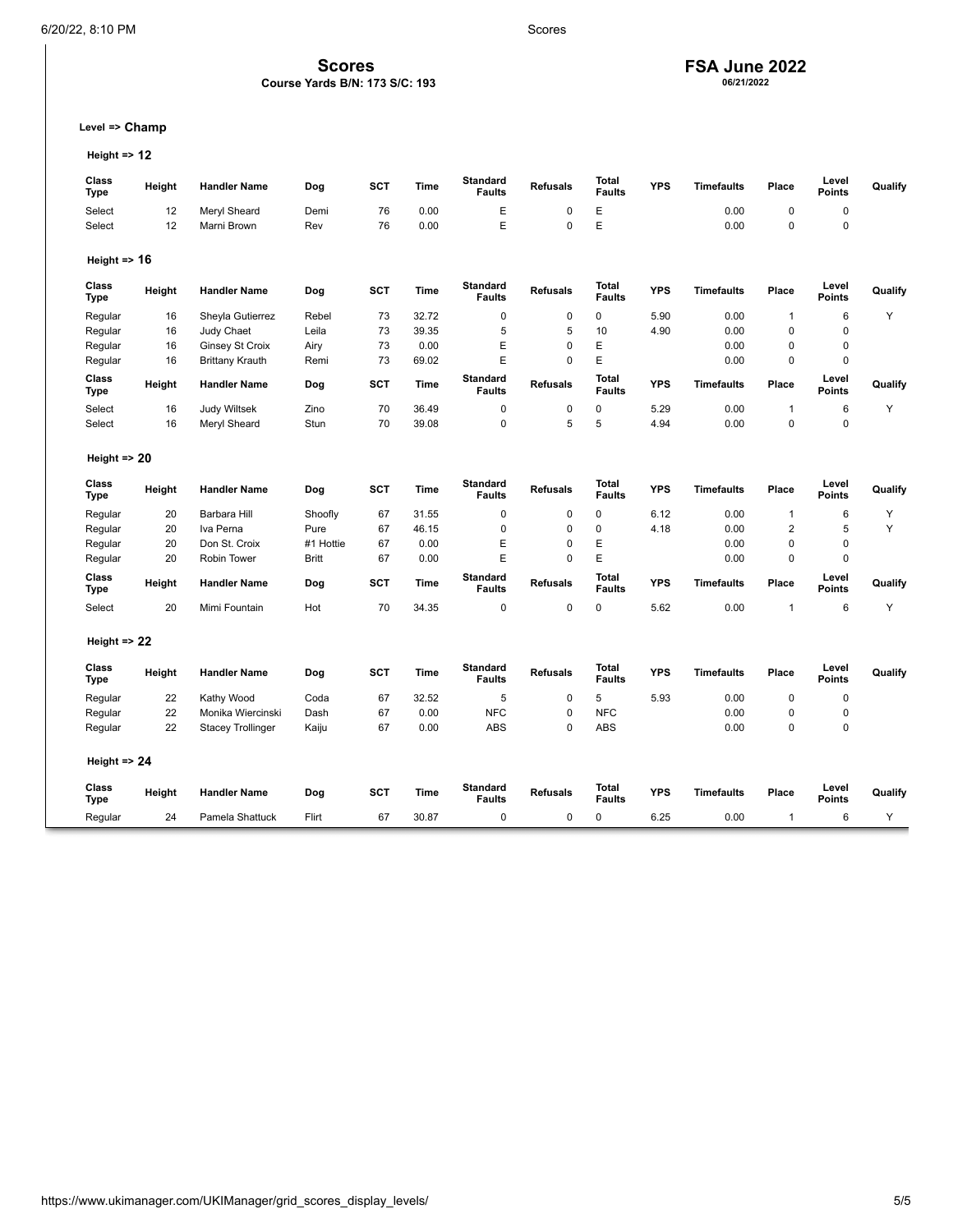# Scores

**Course Yards B/N: 173 S/C: 193**

## FSA June 2022

**06/21/2022**

**Level => Champ**

**Height => 12**

| Class Type | Height | Handler Name | Dog | SCT | Time | Standard Faults | Refusals | Total Faults | YPS | Timefaults | Place | Level Points | Qualify |
|---|---|---|---|---|---|---|---|---|---|---|---|---|---|
| Select | 12 | Meryl Sheard | Demi | 76 | 0.00 | E | 0 | E | | 0.00 | 0 | 0 | |
| Select | 12 | Marni Brown | Rev | 76 | 0.00 | E | 0 | E | | 0.00 | 0 | 0 | |

**Height => 16**

| Class Type | Height | Handler Name | Dog | SCT | Time | Standard Faults | Refusals | Total Faults | YPS | Timefaults | Place | Level Points | Qualify |
|---|---|---|---|---|---|---|---|---|---|---|---|---|---|
| Regular | 16 | Sheyla Gutierrez | Rebel | 73 | 32.72 | 0 | 0 | 0 | 5.90 | 0.00 | 1 | 6 | Y |
| Regular | 16 | Judy Chaet | Leila | 73 | 39.35 | 5 | 5 | 10 | 4.90 | 0.00 | 0 | 0 | |
| Regular | 16 | Ginsey St Croix | Airy | 73 | 0.00 | E | 0 | E | | 0.00 | 0 | 0 | |
| Regular | 16 | Brittany Krauth | Remi | 73 | 69.02 | E | 0 | E | | 0.00 | 0 | 0 | |

| Class Type | Height | Handler Name | Dog | SCT | Time | Standard Faults | Refusals | Total Faults | YPS | Timefaults | Place | Level Points | Qualify |
|---|---|---|---|---|---|---|---|---|---|---|---|---|---|
| Select | 16 | Judy Wiltsek | Zino | 70 | 36.49 | 0 | 0 | 0 | 5.29 | 0.00 | 1 | 6 | Y |
| Select | 16 | Meryl Sheard | Stun | 70 | 39.08 | 0 | 5 | 5 | 4.94 | 0.00 | 0 | 0 | |

**Height => 20**

| Class Type | Height | Handler Name | Dog | SCT | Time | Standard Faults | Refusals | Total Faults | YPS | Timefaults | Place | Level Points | Qualify |
|---|---|---|---|---|---|---|---|---|---|---|---|---|---|
| Regular | 20 | Barbara Hill | Shoofly | 67 | 31.55 | 0 | 0 | 0 | 6.12 | 0.00 | 1 | 6 | Y |
| Regular | 20 | Iva Perna | Pure | 67 | 46.15 | 0 | 0 | 0 | 4.18 | 0.00 | 2 | 5 | Y |
| Regular | 20 | Don St. Croix | #1 Hottie | 67 | 0.00 | E | 0 | E | | 0.00 | 0 | 0 | |
| Regular | 20 | Robin Tower | Britt | 67 | 0.00 | E | 0 | E | | 0.00 | 0 | 0 | |

| Class Type | Height | Handler Name | Dog | SCT | Time | Standard Faults | Refusals | Total Faults | YPS | Timefaults | Place | Level Points | Qualify |
|---|---|---|---|---|---|---|---|---|---|---|---|---|---|
| Select | 20 | Mimi Fountain | Hot | 70 | 34.35 | 0 | 0 | 0 | 5.62 | 0.00 | 1 | 6 | Y |

**Height => 22**

| Class Type | Height | Handler Name | Dog | SCT | Time | Standard Faults | Refusals | Total Faults | YPS | Timefaults | Place | Level Points | Qualify |
|---|---|---|---|---|---|---|---|---|---|---|---|---|---|
| Regular | 22 | Kathy Wood | Coda | 67 | 32.52 | 5 | 0 | 5 | 5.93 | 0.00 | 0 | 0 | |
| Regular | 22 | Monika Wiercinski | Dash | 67 | 0.00 | NFC | 0 | NFC | | 0.00 | 0 | 0 | |
| Regular | 22 | Stacey Trollinger | Kaiju | 67 | 0.00 | ABS | 0 | ABS | | 0.00 | 0 | 0 | |

**Height => 24**

| Class Type | Height | Handler Name | Dog | SCT | Time | Standard Faults | Refusals | Total Faults | YPS | Timefaults | Place | Level Points | Qualify |
|---|---|---|---|---|---|---|---|---|---|---|---|---|---|
| Regular | 24 | Pamela Shattuck | Flirt | 67 | 30.87 | 0 | 0 | 0 | 6.25 | 0.00 | 1 | 6 | Y |